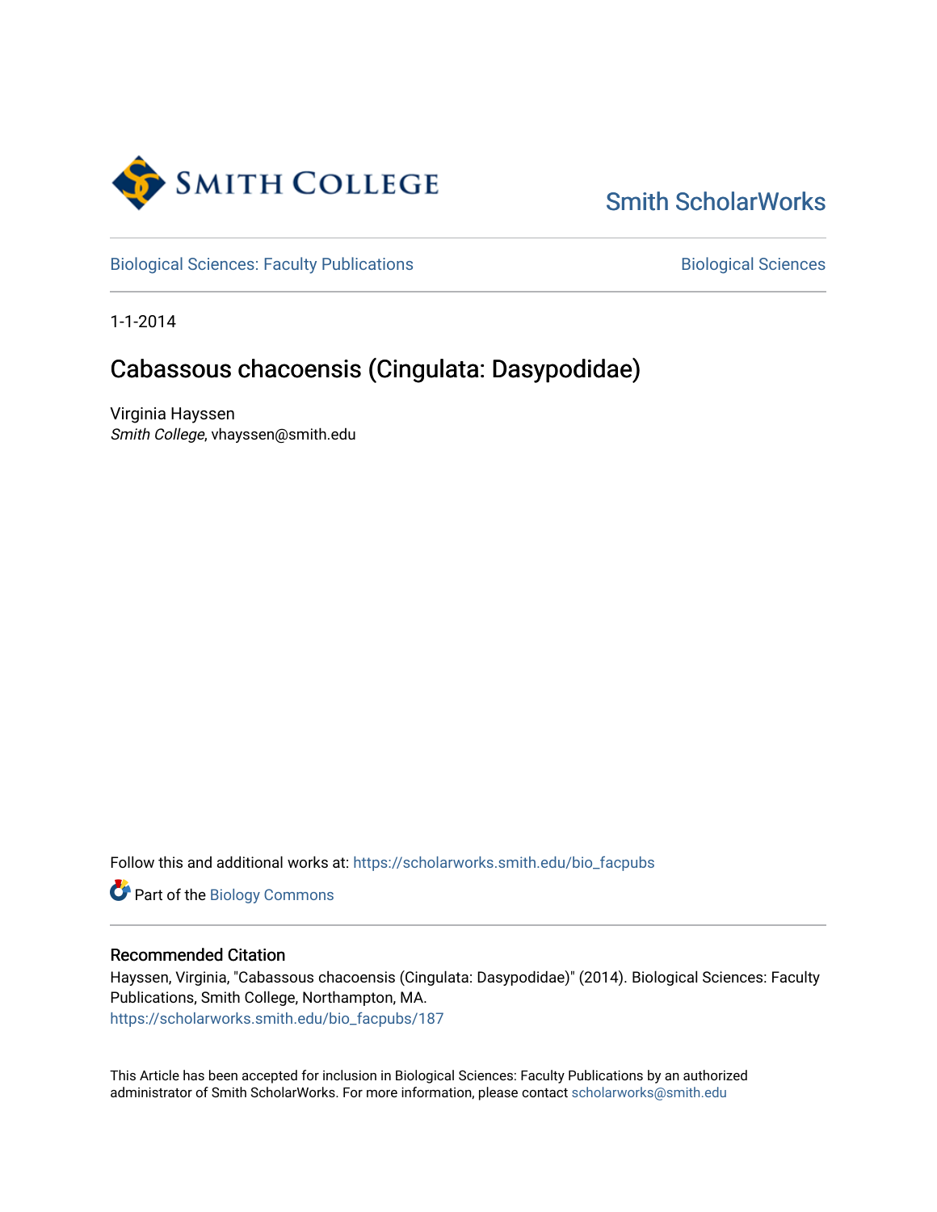Smith College

Smith ScholarWorks

Biological Sciences: Faculty Publications

Biological Sciences

1-1-2014

# Cabassous chacoensis (Cingulata: Dasypodidae)

Virginia Hayssen
*Smith College*, vhayssen@smith.edu

Follow this and additional works at: https://scholarworks.smith.edu/bio_facpubs

Part of the Biology Commons

## Recommended Citation

Hayssen, Virginia, "Cabassous chacoensis (Cingulata: Dasypodidae)" (2014). Biological Sciences: Faculty Publications, Smith College, Northampton, MA.
https://scholarworks.smith.edu/bio_facpubs/187

This Article has been accepted for inclusion in Biological Sciences: Faculty Publications by an authorized administrator of Smith ScholarWorks. For more information, please contact scholarworks@smith.edu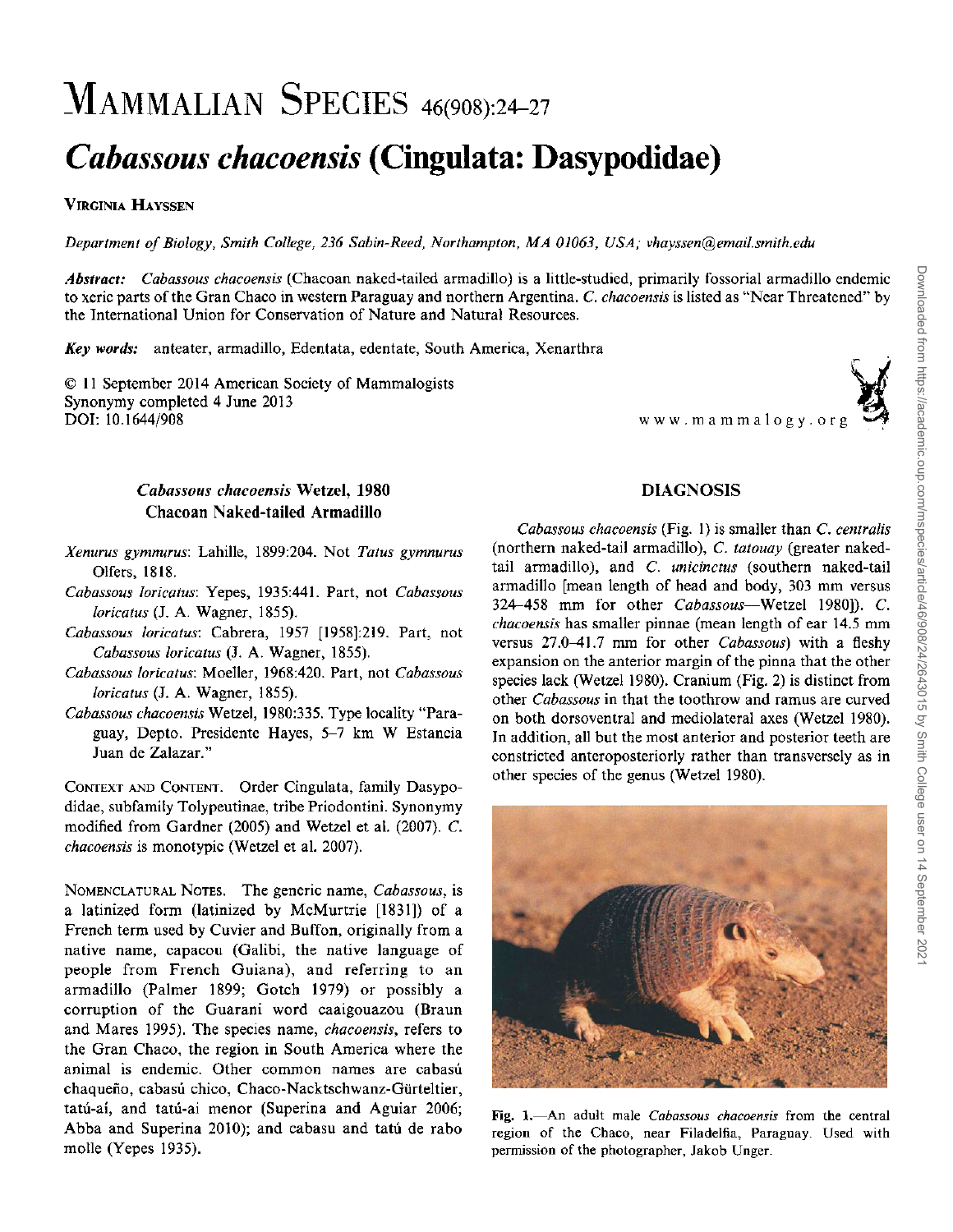# MAMMALIAN SPECIES 46(908):24–27

# *Cabassous chacoensis* (Cingulata: Dasypodidae)

VIRGINIA HAYSSEN

*Department of Biology, Smith College, 236 Sabin-Reed, Northampton, MA 01063, USA; vhayssen@email.smith.edu*

***Abstract:*** *Cabassous chacoensis* (Chacoan naked-tailed armadillo) is a little-studied, primarily fossorial armadillo endemic to xeric parts of the Gran Chaco in western Paraguay and northern Argentina. *C. chacoensis* is listed as "Near Threatened" by the International Union for Conservation of Nature and Natural Resources.

***Key words:*** anteater, armadillo, Edentata, edentate, South America, Xenarthra

© 11 September 2014 American Society of Mammalogists
Synonymy completed 4 June 2013
DOI: 10.1644/908

www.mammalogy.org

## *Cabassous chacoensis* Wetzel, 1980
## Chacoan Naked-tailed Armadillo

*Xenurus gymnurus*: Lahille, 1899:204. Not *Tatus gymnurus* Olfers, 1818.

*Cabassous loricatus*: Yepes, 1935:441. Part, not *Cabassous loricatus* (J. A. Wagner, 1855).

*Cabassous loricatus*: Cabrera, 1957 [1958]:219. Part, not *Cabassous loricatus* (J. A. Wagner, 1855).

*Cabassous loricatus*: Moeller, 1968:420. Part, not *Cabassous loricatus* (J. A. Wagner, 1855).

*Cabassous chacoensis* Wetzel, 1980:335. Type locality "Paraguay, Depto. Presidente Hayes, 5–7 km W Estancia Juan de Zalazar."

CONTEXT AND CONTENT. Order Cingulata, family Dasypodidae, subfamily Tolypeutinae, tribe Priodontini. Synonymy modified from Gardner (2005) and Wetzel et al. (2007). *C. chacoensis* is monotypic (Wetzel et al. 2007).

NOMENCLATURAL NOTES. The generic name, *Cabassous*, is a latinized form (latinized by McMurtrie [1831]) of a French term used by Cuvier and Buffon, originally from a native name, capacou (Galibi, the native language of people from French Guiana), and referring to an armadillo (Palmer 1899; Gotch 1979) or possibly a corruption of the Guarani word caaigouazou (Braun and Mares 1995). The species name, *chacoensis*, refers to the Gran Chaco, the region in South America where the animal is endemic. Other common names are cabasú chaqueño, cabasú chico, Chaco-Nacktschwanz-Gürteltier, tatú-aí, and tatú-ai menor (Superina and Aguiar 2006; Abba and Superina 2010); and cabasu and tatú de rabo molle (Yepes 1935).

## DIAGNOSIS

*Cabassous chacoensis* (Fig. 1) is smaller than *C. centralis* (northern naked-tail armadillo), *C. tatouay* (greater naked-tail armadillo), and *C. unicinctus* (southern naked-tail armadillo [mean length of head and body, 303 mm versus 324–458 mm for other *Cabassous*—Wetzel 1980]). *C. chacoensis* has smaller pinnae (mean length of ear 14.5 mm versus 27.0–41.7 mm for other *Cabassous*) with a fleshy expansion on the anterior margin of the pinna that the other species lack (Wetzel 1980). Cranium (Fig. 2) is distinct from other *Cabassous* in that the toothrow and ramus are curved on both dorsoventral and mediolateral axes (Wetzel 1980). In addition, all but the most anterior and posterior teeth are constricted anteroposteriorly rather than transversely as in other species of the genus (Wetzel 1980).

Fig. 1.—An adult male *Cabassous chacoensis* from the central region of the Chaco, near Filadelfia, Paraguay. Used with permission of the photographer, Jakob Unger.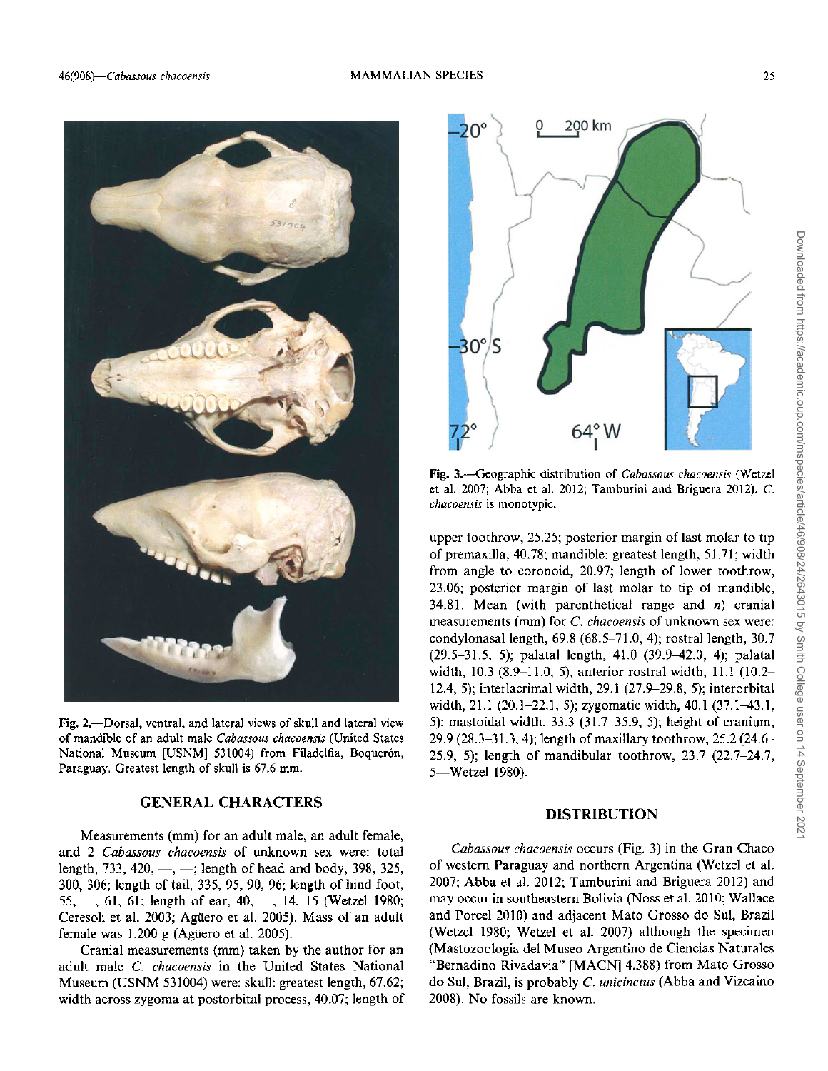Fig. 2.—Dorsal, ventral, and lateral views of skull and lateral view of mandible of an adult male *Cabassous chacoensis* (United States National Museum [USNM] 531004) from Filadelfia, Boquerón, Paraguay. Greatest length of skull is 67.6 mm.

## GENERAL CHARACTERS

Measurements (mm) for an adult male, an adult female, and 2 *Cabassous chacoensis* of unknown sex were: total length, 733, 420, —, —; length of head and body, 398, 325, 300, 306; length of tail, 335, 95, 90, 96; length of hind foot, 55, —, 61, 61; length of ear, 40, —, 14, 15 (Wetzel 1980; Ceresoli et al. 2003; Agüero et al. 2005). Mass of an adult female was 1,200 g (Agüero et al. 2005).

Cranial measurements (mm) taken by the author for an adult male *C. chacoensis* in the United States National Museum (USNM 531004) were: skull: greatest length, 67.62; width across zygoma at postorbital process, 40.07; length of upper toothrow, 25.25; posterior margin of last molar to tip of premaxilla, 40.78; mandible: greatest length, 51.71; width from angle to coronoid, 20.97; length of lower toothrow, 23.06; posterior margin of last molar to tip of mandible, 34.81. Mean (with parenthetical range and *n*) cranial measurements (mm) for *C. chacoensis* of unknown sex were: condylonasal length, 69.8 (68.5–71.0, 4); rostral length, 30.7 (29.5–31.5, 5); palatal length, 41.0 (39.9–42.0, 4); palatal width, 10.3 (8.9–11.0, 5), anterior rostral width, 11.1 (10.2–12.4, 5); interlacrimal width, 29.1 (27.9–29.8, 5); interorbital width, 21.1 (20.1–22.1, 5); zygomatic width, 40.1 (37.1–43.1, 5); mastoidal width, 33.3 (31.7–35.9, 5); height of cranium, 29.9 (28.3–31.3, 4); length of maxillary toothrow, 25.2 (24.6–25.9, 5); length of mandibular toothrow, 23.7 (22.7–24.7, 5—Wetzel 1980).

Fig. 3.—Geographic distribution of *Cabassous chacoensis* (Wetzel et al. 2007; Abba et al. 2012; Tamburini and Briguera 2012). *C. chacoensis* is monotypic.

## DISTRIBUTION

*Cabassous chacoensis* occurs (Fig. 3) in the Gran Chaco of western Paraguay and northern Argentina (Wetzel et al. 2007; Abba et al. 2012; Tamburini and Briguera 2012) and may occur in southeastern Bolivia (Noss et al. 2010; Wallace and Porcel 2010) and adjacent Mato Grosso do Sul, Brazil (Wetzel 1980; Wetzel et al. 2007) although the specimen (Mastozoología del Museo Argentino de Ciencias Naturales "Bernadino Rivadavia" [MACN] 4.388) from Mato Grosso do Sul, Brazil, is probably *C. unicinctus* (Abba and Vizcaíno 2008). No fossils are known.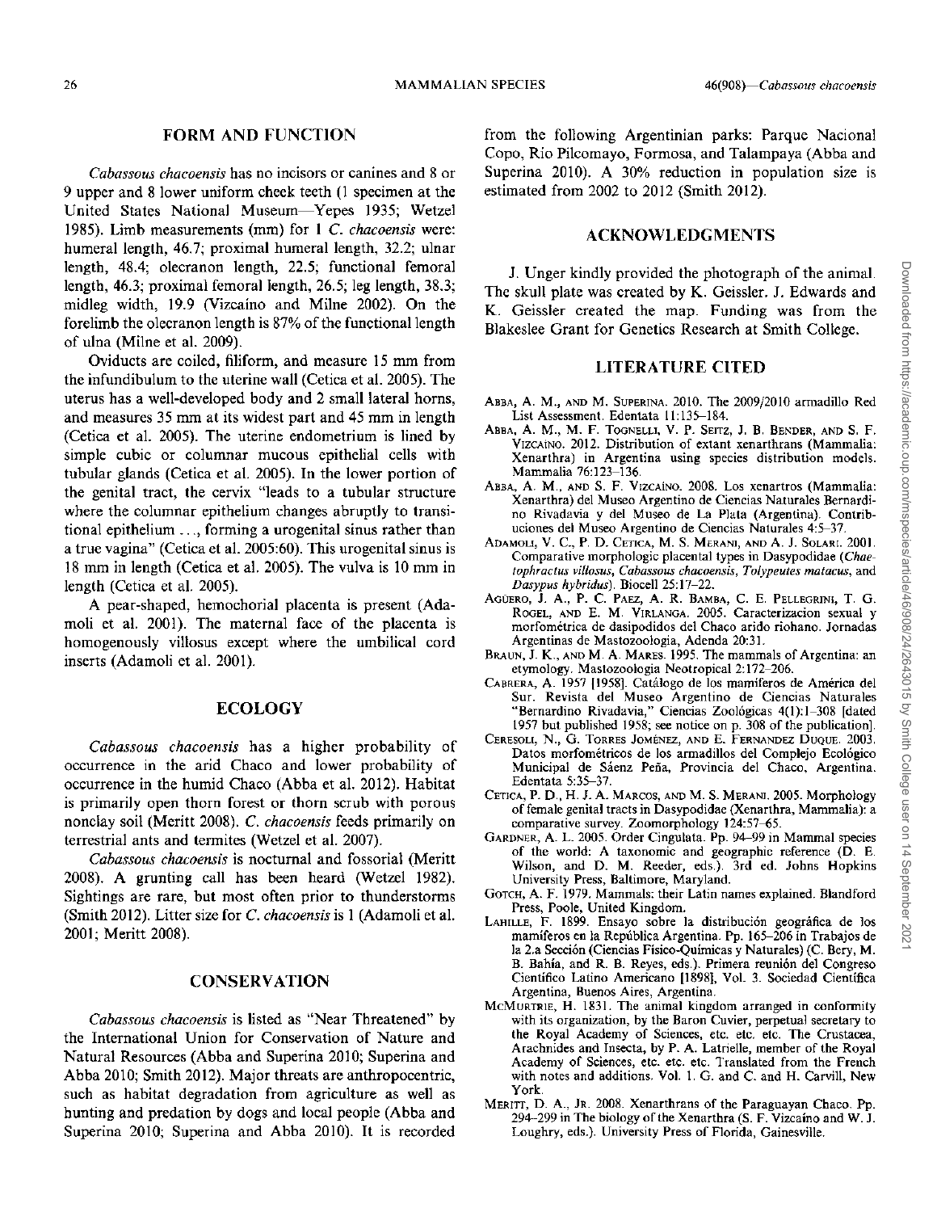## FORM AND FUNCTION

*Cabassous chacoensis* has no incisors or canines and 8 or 9 upper and 8 lower uniform cheek teeth (1 specimen at the United States National Museum—Yepes 1935; Wetzel 1985). Limb measurements (mm) for 1 *C. chacoensis* were: humeral length, 46.7; proximal humeral length, 32.2; ulnar length, 48.4; olecranon length, 22.5; functional femoral length, 46.3; proximal femoral length, 26.5; leg length, 38.3; midleg width, 19.9 (Vizcaíno and Milne 2002). On the forelimb the olecranon length is 87% of the functional length of ulna (Milne et al. 2009).

Oviducts are coiled, filiform, and measure 15 mm from the infundibulum to the uterine wall (Cetica et al. 2005). The uterus has a well-developed body and 2 small lateral horns, and measures 35 mm at its widest part and 45 mm in length (Cetica et al. 2005). The uterine endometrium is lined by simple cubic or columnar mucous epithelial cells with tubular glands (Cetica et al. 2005). In the lower portion of the genital tract, the cervix "leads to a tubular structure where the columnar epithelium changes abruptly to transitional epithelium . . ., forming a urogenital sinus rather than a true vagina" (Cetica et al. 2005:60). This urogenital sinus is 18 mm in length (Cetica et al. 2005). The vulva is 10 mm in length (Cetica et al. 2005).

A pear-shaped, hemochorial placenta is present (Adamoli et al. 2001). The maternal face of the placenta is homogenously villosus except where the umbilical cord inserts (Adamoli et al. 2001).

## ECOLOGY

*Cabassous chacoensis* has a higher probability of occurrence in the arid Chaco and lower probability of occurrence in the humid Chaco (Abba et al. 2012). Habitat is primarily open thorn forest or thorn scrub with porous nonclay soil (Meritt 2008). *C. chacoensis* feeds primarily on terrestrial ants and termites (Wetzel et al. 2007).

*Cabassous chacoensis* is nocturnal and fossorial (Meritt 2008). A grunting call has been heard (Wetzel 1982). Sightings are rare, but most often prior to thunderstorms (Smith 2012). Litter size for *C. chacoensis* is 1 (Adamoli et al. 2001; Meritt 2008).

## CONSERVATION

*Cabassous chacoensis* is listed as "Near Threatened" by the International Union for Conservation of Nature and Natural Resources (Abba and Superina 2010; Superina and Abba 2010; Smith 2012). Major threats are anthropocentric, such as habitat degradation from agriculture as well as hunting and predation by dogs and local people (Abba and Superina 2010; Superina and Abba 2010). It is recorded from the following Argentinian parks: Parque Nacional Copo, Rio Pilcomayo, Formosa, and Talampaya (Abba and Superina 2010). A 30% reduction in population size is estimated from 2002 to 2012 (Smith 2012).

## ACKNOWLEDGMENTS

J. Unger kindly provided the photograph of the animal. The skull plate was created by K. Geissler. J. Edwards and K. Geissler created the map. Funding was from the Blakeslee Grant for Genetics Research at Smith College.

## LITERATURE CITED

Abba, A. M., and M. Superina. 2010. The 2009/2010 armadillo Red List Assessment. Edentata 11:135–184.

Abba, A. M., M. F. Tognelli, V. P. Seitz, J. B. Bender, and S. F. Vizcaíno. 2012. Distribution of extant xenarthrans (Mammalia: Xenarthra) in Argentina using species distribution models. Mammalia 76:123–136.

Abba, A. M., and S. F. Vizcaíno. 2008. Los xenartros (Mammalia: Xenarthra) del Museo Argentino de Ciencias Naturales Bernardino Rivadavia y del Museo de La Plata (Argentina). Contribuciones del Museo Argentino de Ciencias Naturales 4:5–37.

Adamoli, V. C., P. D. Cetica, M. S. Merani, and A. J. Solari. 2001. Comparative morphologic placental types in Dasypodidae (*Chaetophractus villosus*, *Cabassous chacoensis*, *Tolypeutes matacus*, and *Dasypus hybridus*). Biocell 25:17–22.

Agüero, J. A., P. C. Paez, A. R. Bamba, C. E. Pellegrini, T. G. Rogel, and E. M. Virlanga. 2005. Caracterizacion sexual y morfométrica de dasipodidos del Chaco arido riohano. Jornadas Argentinas de Mastozoología, Adenda 20:31.

Braun, J. K., and M. A. Mares. 1995. The mammals of Argentina: an etymology. Mastozoologia Neotropical 2:172–206.

Cabrera, A. 1957 [1958]. Catálogo de los mamíferos de América del Sur. Revista del Museo Argentino de Ciencias Naturales "Bernardino Rivadavia," Ciencias Zoológicas 4(1):1–308 [dated 1957 but published 1958; see notice on p. 308 of the publication].

Ceresoli, N., G. Torres Joménez, and E. Fernandez Duque. 2003. Datos morfométricos de los armadillos del Complejo Ecológico Municipal de Sáenz Peña, Provincia del Chaco, Argentina. Edentata 5:35–37.

Cetica, P. D., H. J. A. Marcos, and M. S. Merani. 2005. Morphology of female genital tracts in Dasypodidae (Xenarthra, Mammalia): a comparative survey. Zoomorphology 124:57–65.

Gardner, A. L. 2005. Order Cingulata. Pp. 94–99 in Mammal species of the world: A taxonomic and geographic reference (D. E. Wilson, and D. M. Reeder, eds.). 3rd ed. Johns Hopkins University Press, Baltimore, Maryland.

Gotch, A. F. 1979. Mammals: their Latin names explained. Blandford Press, Poole, United Kingdom.

Lahille, F. 1899. Ensayo sobre la distribución geográfica de los mamíferos en la República Argentina. Pp. 165–206 in Trabajos de la 2.a Sección (Ciencias Físico-Químicas y Naturales) (C. Bery, M. B. Bahía, and R. B. Reyes, eds.). Primera reunión del Congreso Científico Latino Americano [1898], Vol. 3. Sociedad Científica Argentina, Buenos Aires, Argentina.

McMurtrie, H. 1831. The animal kingdom arranged in conformity with its organization, by the Baron Cuvier, perpetual secretary to the Royal Academy of Sciences, etc. etc. etc. The Crustacea, Arachnides and Insecta, by P. A. Latrielle, member of the Royal Academy of Sciences, etc. etc. etc. Translated from the French with notes and additions. Vol. 1. G. and C. and H. Carvill, New York.

Meritt, D. A., Jr. 2008. Xenarthrans of the Paraguayan Chaco. Pp. 294–299 in The biology of the Xenarthra (S. F. Vizcaíno and W. J. Loughry, eds.). University Press of Florida, Gainesville.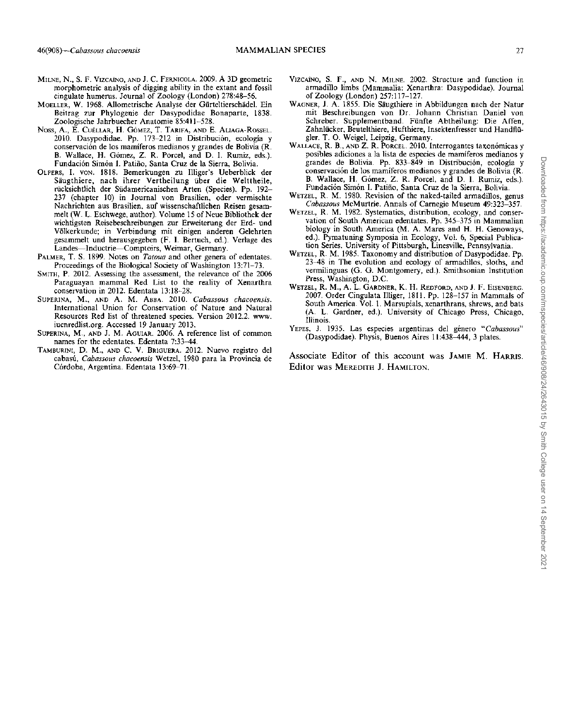MILNE, N., S. F. VIZCAÍNO, AND J. C. FERNICOLA. 2009. A 3D geometric morphometric analysis of digging ability in the extant and fossil cingulate humerus. Journal of Zoology (London) 278:48–56.

MOELLER, W. 1968. Allometrische Analyse der Gürteltierschädel. Ein Beitrag zur Phylogenie der Dasypodidae Bonaparte, 1838. Zoologische Jahrbuecher Anatomie 85:411–528.

NOSS, A., E. CUÉLLAR, H. GÓMEZ, T. TARIFA, AND E. ALIAGA-ROSSEL. 2010. Dasypodidae. Pp. 173–212 in Distribución, ecología y conservación de los mamíferos medianos y grandes de Bolivia (R. B. Wallace, H. Gómez, Z. R. Porcel, and D. I. Rumiz, eds.). Fundación Simón I. Patiño, Santa Cruz de la Sierra, Bolivia.

OLFERS, I. VON. 1818. Bemerkungen zu Illiger's Ueberblick der Säugthiere, nach ihrer Vertheilung über die Welttheile, rücksichtlich der Südamericanischen Arten (Species). Pp. 192–237 (chapter 10) in Journal von Brasilien, oder vermischte Nachrichten aus Brasilien, auf wissenschaftlichen Reisen gesammelt (W. L. Eschwege, author). Volume 15 of Neue Bibliothek der wichtigsten Reisebeschreibungen zur Erweiterung der Erd- und Völkerkunde; in Verbindung mit einigen anderen Gelehrten gesammelt und herausgegeben (F. I. Bertuch, ed.). Verlage des Landes—Inductrie—Comptoirs, Weimar, Germany.

PALMER, T. S. 1899. Notes on *Tatoua* and other genera of edentates. Proceedings of the Biological Society of Washington 13:71–73.

SMITH, P. 2012. Assessing the assessment, the relevance of the 2006 Paraguayan mammal Red List to the reality of Xenarthra conservation in 2012. Edentata 13:18–28.

SUPERINA, M., AND A. M. ABBA. 2010. *Cabassous chacoensis*. International Union for Conservation of Nature and Natural Resources Red list of threatened species. Version 2012.2. www.iucnredlist.org. Accessed 19 January 2013.

SUPERINA, M., AND J. M. AGUIAR. 2006. A reference list of common names for the edentates. Edentata 7:33–44.

TAMBURINI, D. M., AND C. V. BRIGUERA. 2012. Nuevo registro del cabasú, *Cabassous chacoensis* Wetzel, 1980 para la Provincia de Córdoba, Argentina. Edentata 13:69–71.

VIZCAÍNO, S. F., AND N. MILNE. 2002. Structure and function in armadillo limbs (Mammalia: Xenarthra: Dasypodidae). Journal of Zoology (London) 257:117–127.

WAGNER, J. A. 1855. Die Säugthiere in Abbildungen nach der Natur mit Beschreibungen von Dr. Johann Christian Daniel von Schreber. Supplementband. Fünfte Abtheilung: Die Affen, Zahnlücker, Beutelthiere, Hufthiere, Insektenfresser und Handflügler. T. O. Weigel, Leipzig, Germany.

WALLACE, R. B., AND Z. R. PORCEL. 2010. Interrogantes taxonómicas y posibles adiciones a la lista de especies de mamíferos medianos y grandes de Bolivia. Pp. 833–849 in Distribución, ecología y conservación de los mamíferos medianos y grandes de Bolivia (R. B. Wallace, H. Gómez, Z. R. Porcel, and D. I. Rumiz, eds.). Fundación Simón I. Patiño, Santa Cruz de la Sierra, Bolivia.

WETZEL, R. M. 1980. Revision of the naked-tailed armadillos, genus *Cabassous* McMurtrie. Annals of Carnegie Museum 49:323–357.

WETZEL, R. M. 1982. Systematics, distribution, ecology, and conservation of South American edentates. Pp. 345–375 in Mammalian biology in South America (M. A. Mares and H. H. Genoways, ed.). Pymatuning Symposia in Ecology, Vol. 6, Special Publication Series. University of Pittsburgh, Linesville, Pennsylvania.

WETZEL, R. M. 1985. Taxonomy and distribution of Dasypodidae. Pp. 23–48 in The evolution and ecology of armadillos, sloths, and vermilinguas (G. G. Montgomery, ed.). Smithsonian Institution Press, Washington, D.C.

WETZEL, R. M., A. L. GARDNER, K. H. REDFORD, AND J. F. EISENBERG. 2007. Order Cingulata Illiger, 1811. Pp. 128–157 in Mammals of South America. Vol. 1. Marsupials, xenarthrans, shrews, and bats (A. L. Gardner, ed.). University of Chicago Press, Chicago, Illinois.

YEPES, J. 1935. Las especies argentinas del género "*Cabassous*" (Dasypodidae). Physis, Buenos Aires 11:438–444, 3 plates.

Associate Editor of this account was JAMIE M. HARRIS. Editor was MEREDITH J. HAMILTON.